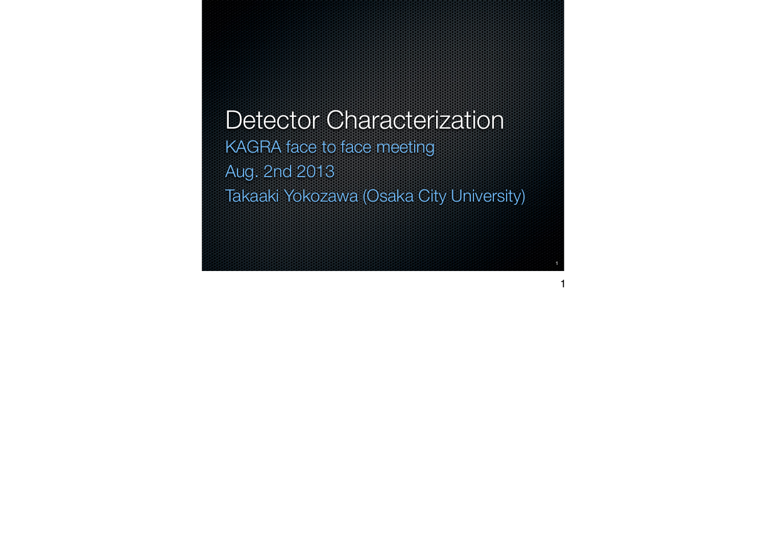# Detector Characterization

KAGRA face to face meeting

Aug. 2nd 2013

Takaaki Yokozawa (Osaka City University)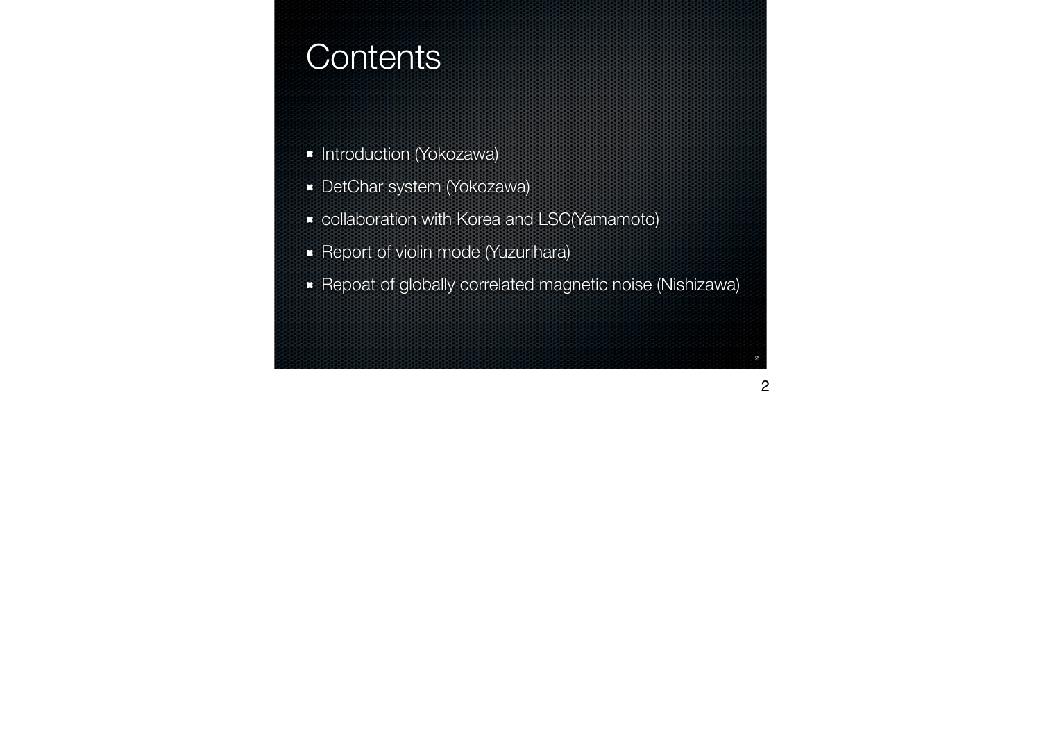# Contents

- Introduction (Yokozawa)
- DetChar system (Yokozawa)
- collaboration with Korea and LSC(Yamamoto)
- Report of violin mode (Yuzurihara)
- Repoat of globally correlated magnetic noise (Nishizawa)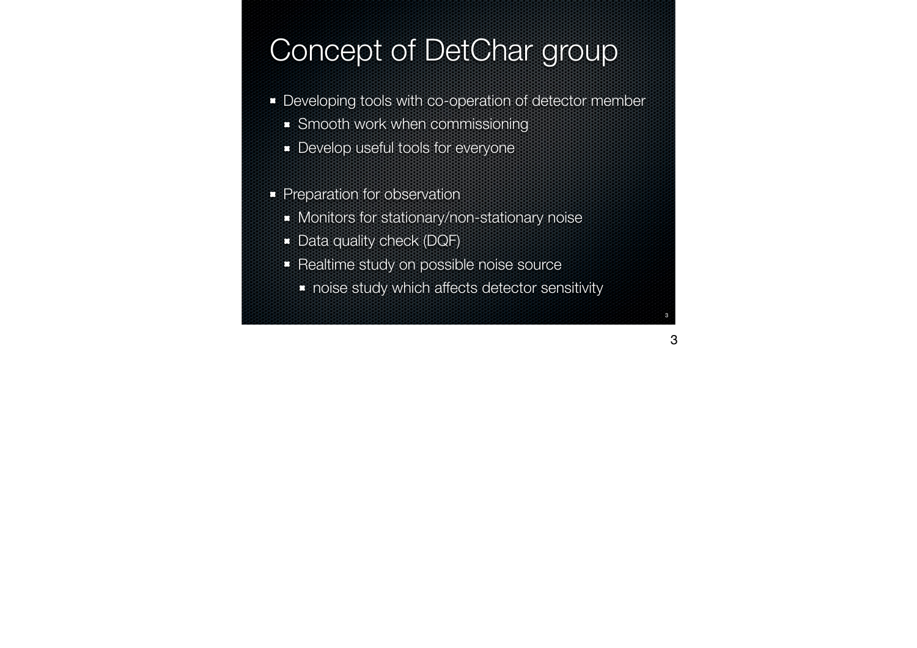# Concept of DetChar group

- Developing tools with co-operation of detector member
  - Smooth work when commissioning
  - Develop useful tools for everyone

- Preparation for observation
  - Monitors for stationary/non-stationary noise
  - Data quality check (DQF)
  - Realtime study on possible noise source
    - noise study which affects detector sensitivity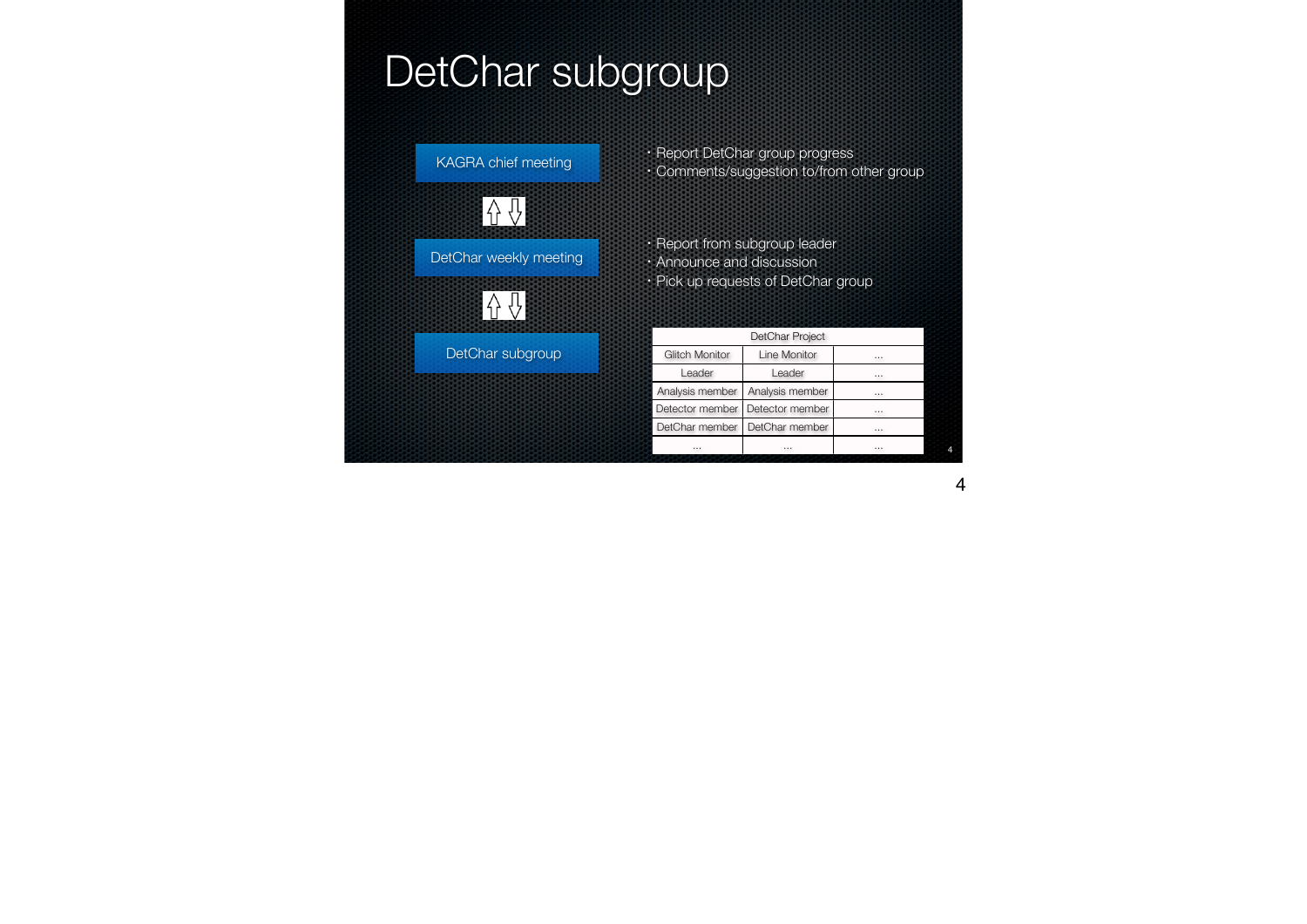# DetChar subgroup

**KAGRA chief meeting**

- Report DetChar group progress
- Comments/suggestion to/from other group

⇧⇩

**DetChar weekly meeting**

- Report from subgroup leader
- Announce and discussion
- Pick up requests of DetChar group

⇧⇩

**DetChar subgroup**

| DetChar Project | | |
| --- | --- | --- |
| Glitch Monitor | Line Monitor | ... |
| Leader | Leader | ... |
| Analysis member | Analysis member | ... |
| Detector member | Detector member | ... |
| DetChar member | DetChar member | ... |
| ... | ... | ... |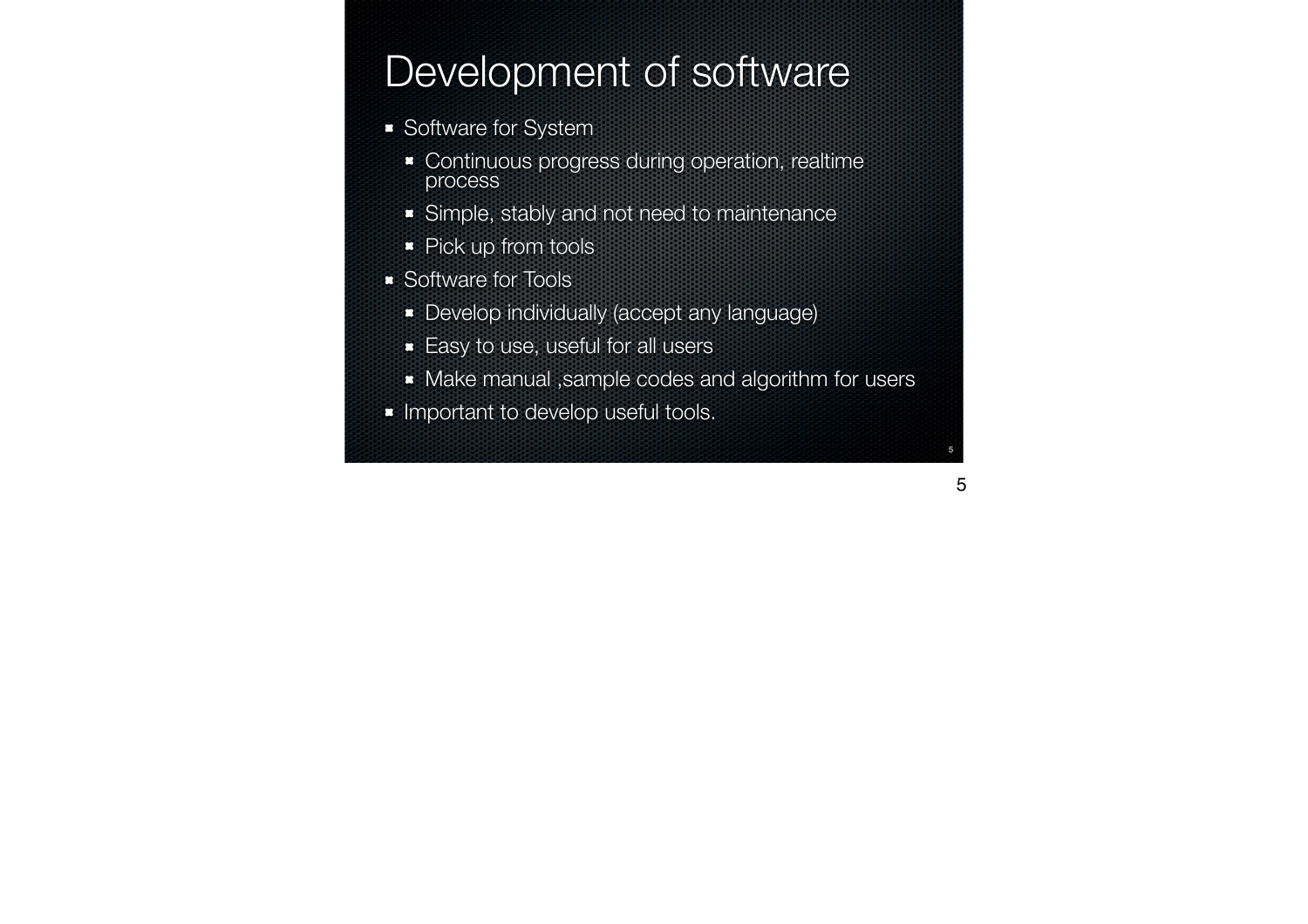# Development of software

- Software for System
  - Continuous progress during operation, realtime process
  - Simple, stably and not need to maintenance
  - Pick up from tools
- Software for Tools
  - Develop individually (accept any language)
  - Easy to use, useful for all users
  - Make manual ,sample codes and algorithm for users
- Important to develop useful tools.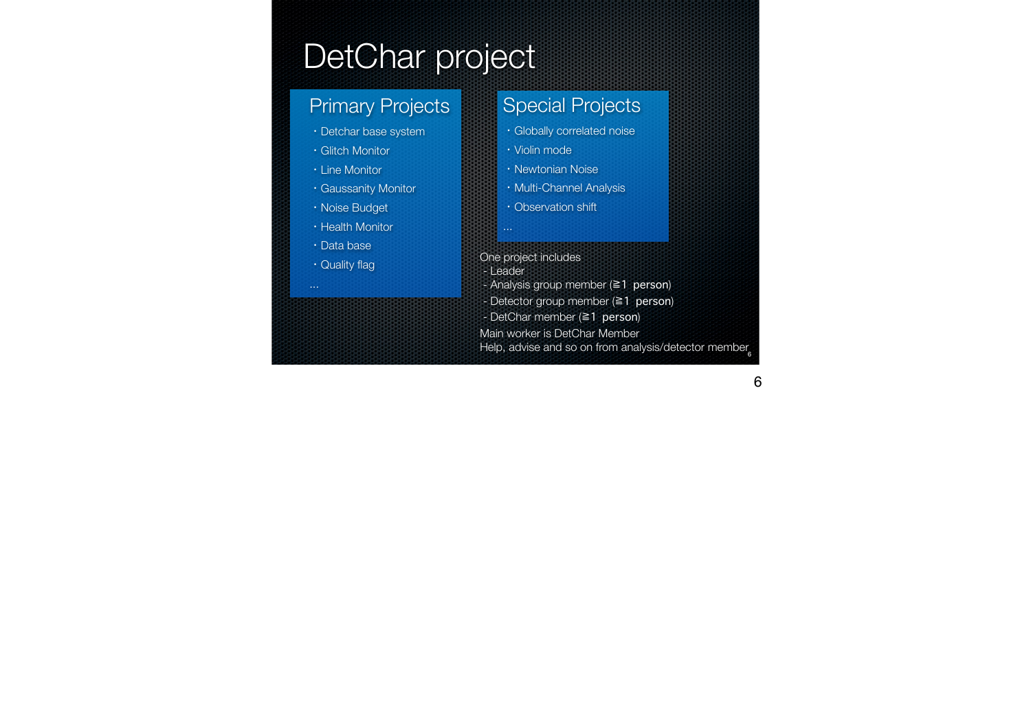# DetChar project

## Primary Projects

- Detchar base system
- Glitch Monitor
- Line Monitor
- Gaussanity Monitor
- Noise Budget
- Health Monitor
- Data base
- Quality flag

...

## Special Projects

- Globally correlated noise
- Violin mode
- Newtonian Noise
- Multi-Channel Analysis
- Observation shift

...

One project includes
- Leader
- Analysis group member (≧1 person)
- Detector group member (≧1 person)
- DetChar member (≧1 person)

Main worker is DetChar Member

Help, advise and so on from analysis/detector member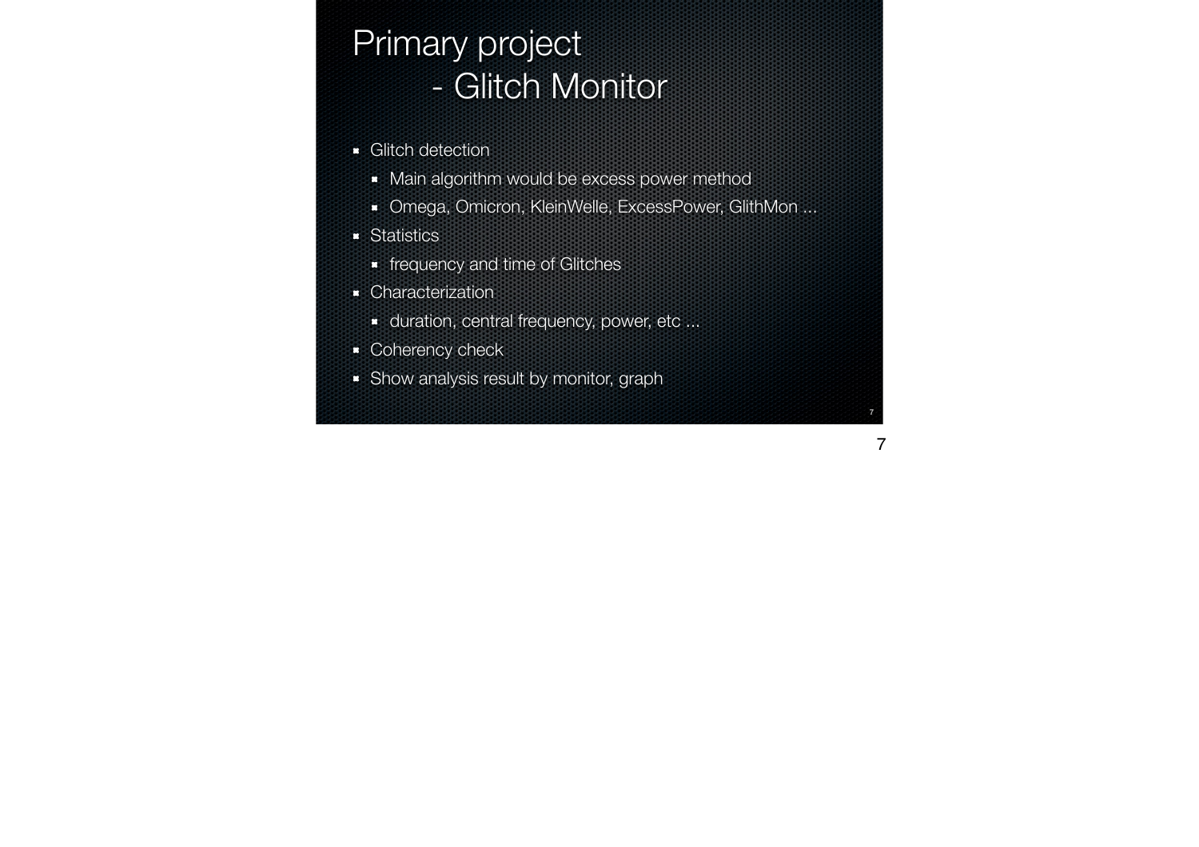# Primary project - Glitch Monitor

- Glitch detection
  - Main algorithm would be excess power method
  - Omega, Omicron, KleinWelle, ExcessPower, GlithMon ...
- Statistics
  - frequency and time of Glitches
- Characterization
  - duration, central frequency, power, etc ...
- Coherency check
- Show analysis result by monitor, graph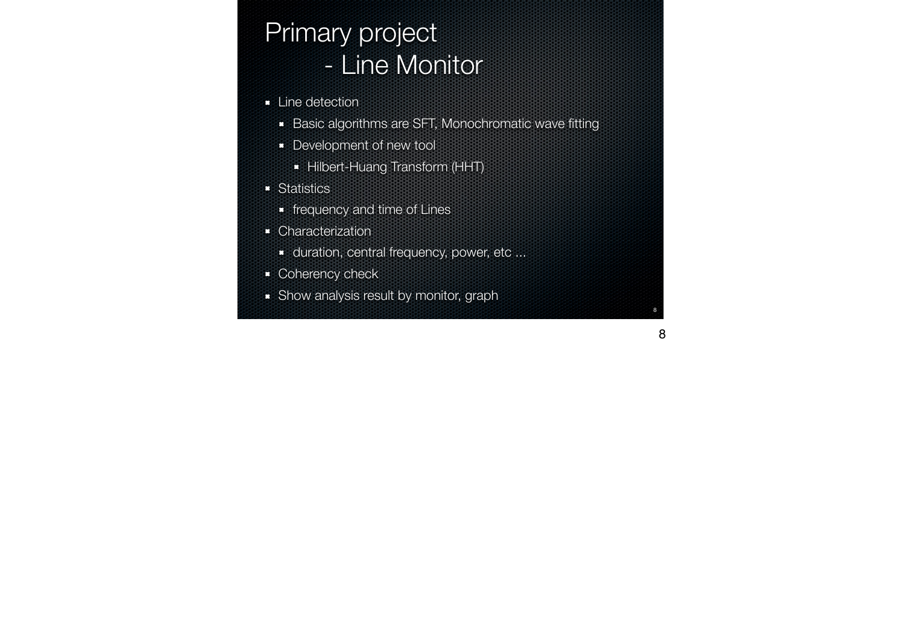# Primary project - Line Monitor

- Line detection
  - Basic algorithms are SFT, Monochromatic wave fitting
  - Development of new tool
    - Hilbert-Huang Transform (HHT)
- Statistics
  - frequency and time of Lines
- Characterization
  - duration, central frequency, power, etc ...
- Coherency check
- Show analysis result by monitor, graph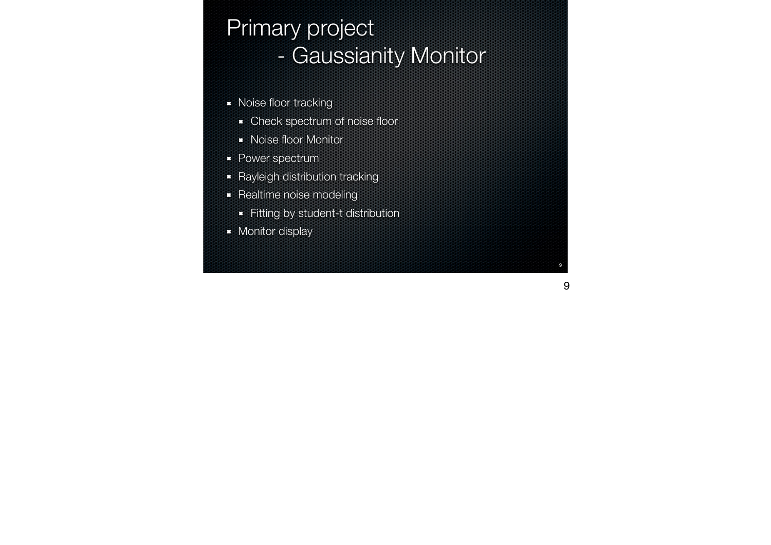# Primary project
## - Gaussianity Monitor

- Noise floor tracking
  - Check spectrum of noise floor
  - Noise floor Monitor
- Power spectrum
- Rayleigh distribution tracking
- Realtime noise modeling
  - Fitting by student-t distribution
- Monitor display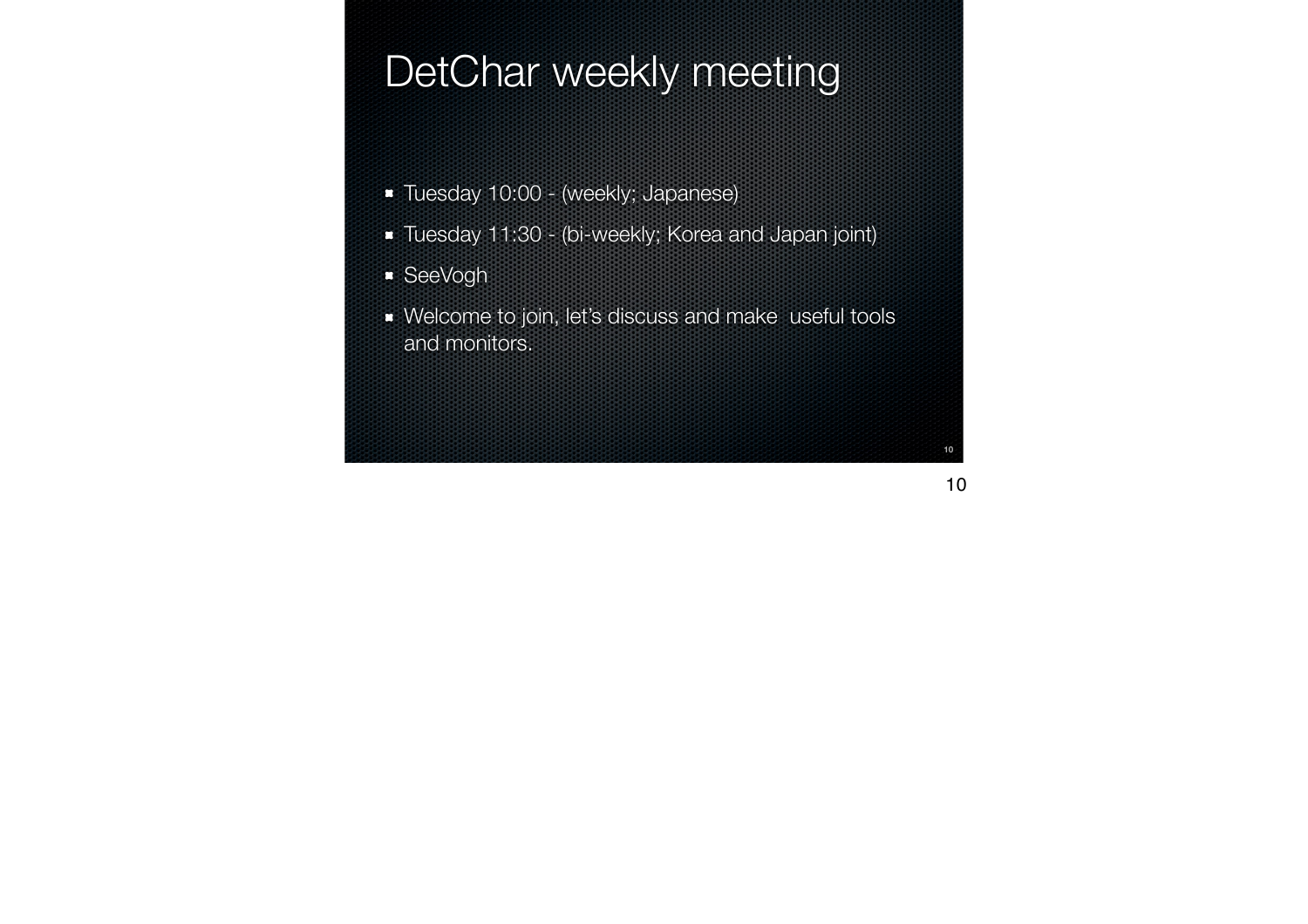# DetChar weekly meeting

- Tuesday 10:00 - (weekly; Japanese)
- Tuesday 11:30 - (bi-weekly; Korea and Japan joint)
- SeeVogh
- Welcome to join, let's discuss and make useful tools and monitors.